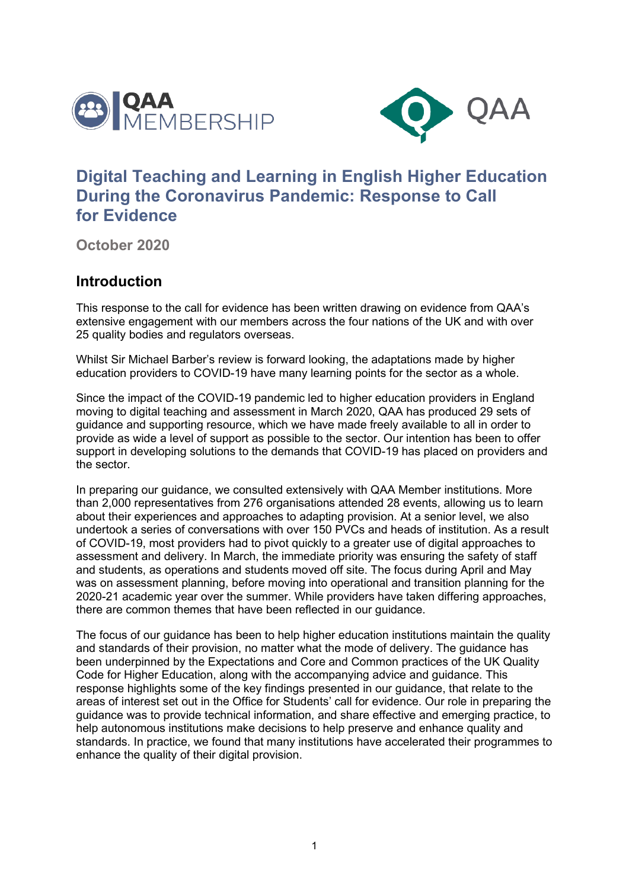# Digital Teaching and Learning in English Higher Education During the Coronavirus Pandemic: Response to Call for Evidence

**October 2020**

## Introduction

This response to the call for evidence has been written drawing on evidence from QAA's extensive engagement with our members across the four nations of the UK and with over 25 quality bodies and regulators overseas.

Whilst Sir Michael Barber's review is forward looking, the adaptations made by higher education providers to COVID-19 have many learning points for the sector as a whole.

Since the impact of the COVID-19 pandemic led to higher education providers in England moving to digital teaching and assessment in March 2020, QAA has produced 29 sets of guidance and supporting resource, which we have made freely available to all in order to provide as wide a level of support as possible to the sector. Our intention has been to offer support in developing solutions to the demands that COVID-19 has placed on providers and the sector.

In preparing our guidance, we consulted extensively with QAA Member institutions. More than 2,000 representatives from 276 organisations attended 28 events, allowing us to learn about their experiences and approaches to adapting provision. At a senior level, we also undertook a series of conversations with over 150 PVCs and heads of institution. As a result of COVID-19, most providers had to pivot quickly to a greater use of digital approaches to assessment and delivery. In March, the immediate priority was ensuring the safety of staff and students, as operations and students moved off site. The focus during April and May was on assessment planning, before moving into operational and transition planning for the 2020-21 academic year over the summer. While providers have taken differing approaches, there are common themes that have been reflected in our guidance.

The focus of our guidance has been to help higher education institutions maintain the quality and standards of their provision, no matter what the mode of delivery. The guidance has been underpinned by the Expectations and Core and Common practices of the UK Quality Code for Higher Education, along with the accompanying advice and guidance. This response highlights some of the key findings presented in our guidance, that relate to the areas of interest set out in the Office for Students' call for evidence. Our role in preparing the guidance was to provide technical information, and share effective and emerging practice, to help autonomous institutions make decisions to help preserve and enhance quality and standards. In practice, we found that many institutions have accelerated their programmes to enhance the quality of their digital provision.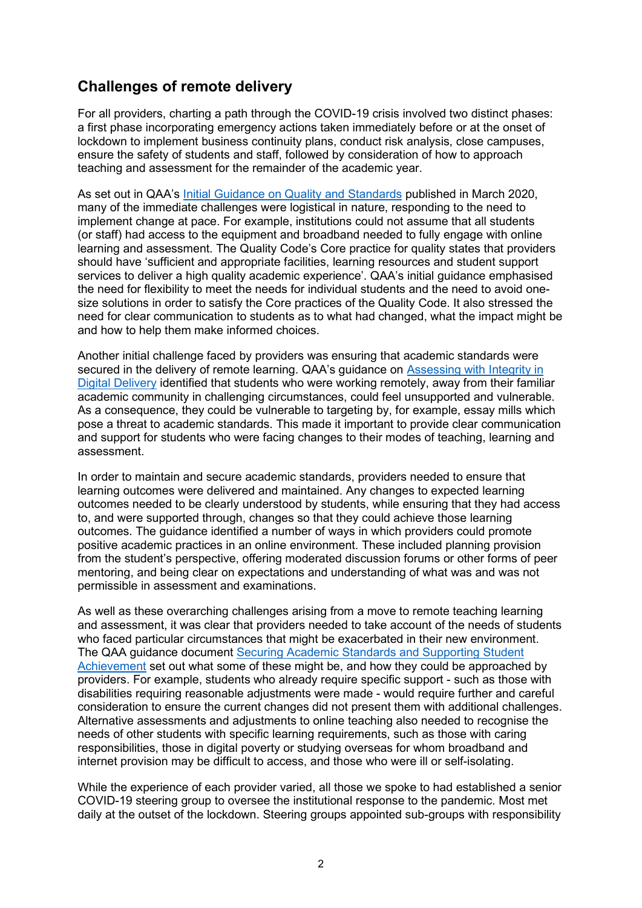## Challenges of remote delivery

For all providers, charting a path through the COVID-19 crisis involved two distinct phases: a first phase incorporating emergency actions taken immediately before or at the onset of lockdown to implement business continuity plans, conduct risk analysis, close campuses, ensure the safety of students and staff, followed by consideration of how to approach teaching and assessment for the remainder of the academic year.

As set out in QAA's Initial Guidance on Quality and Standards published in March 2020, many of the immediate challenges were logistical in nature, responding to the need to implement change at pace. For example, institutions could not assume that all students (or staff) had access to the equipment and broadband needed to fully engage with online learning and assessment. The Quality Code's Core practice for quality states that providers should have 'sufficient and appropriate facilities, learning resources and student support services to deliver a high quality academic experience'. QAA's initial guidance emphasised the need for flexibility to meet the needs for individual students and the need to avoid one-size solutions in order to satisfy the Core practices of the Quality Code. It also stressed the need for clear communication to students as to what had changed, what the impact might be and how to help them make informed choices.

Another initial challenge faced by providers was ensuring that academic standards were secured in the delivery of remote learning. QAA's guidance on Assessing with Integrity in Digital Delivery identified that students who were working remotely, away from their familiar academic community in challenging circumstances, could feel unsupported and vulnerable. As a consequence, they could be vulnerable to targeting by, for example, essay mills which pose a threat to academic standards. This made it important to provide clear communication and support for students who were facing changes to their modes of teaching, learning and assessment.

In order to maintain and secure academic standards, providers needed to ensure that learning outcomes were delivered and maintained. Any changes to expected learning outcomes needed to be clearly understood by students, while ensuring that they had access to, and were supported through, changes so that they could achieve those learning outcomes. The guidance identified a number of ways in which providers could promote positive academic practices in an online environment. These included planning provision from the student's perspective, offering moderated discussion forums or other forms of peer mentoring, and being clear on expectations and understanding of what was and was not permissible in assessment and examinations.

As well as these overarching challenges arising from a move to remote teaching learning and assessment, it was clear that providers needed to take account of the needs of students who faced particular circumstances that might be exacerbated in their new environment. The QAA guidance document Securing Academic Standards and Supporting Student Achievement set out what some of these might be, and how they could be approached by providers. For example, students who already require specific support - such as those with disabilities requiring reasonable adjustments were made - would require further and careful consideration to ensure the current changes did not present them with additional challenges. Alternative assessments and adjustments to online teaching also needed to recognise the needs of other students with specific learning requirements, such as those with caring responsibilities, those in digital poverty or studying overseas for whom broadband and internet provision may be difficult to access, and those who were ill or self-isolating.

While the experience of each provider varied, all those we spoke to had established a senior COVID-19 steering group to oversee the institutional response to the pandemic. Most met daily at the outset of the lockdown. Steering groups appointed sub-groups with responsibility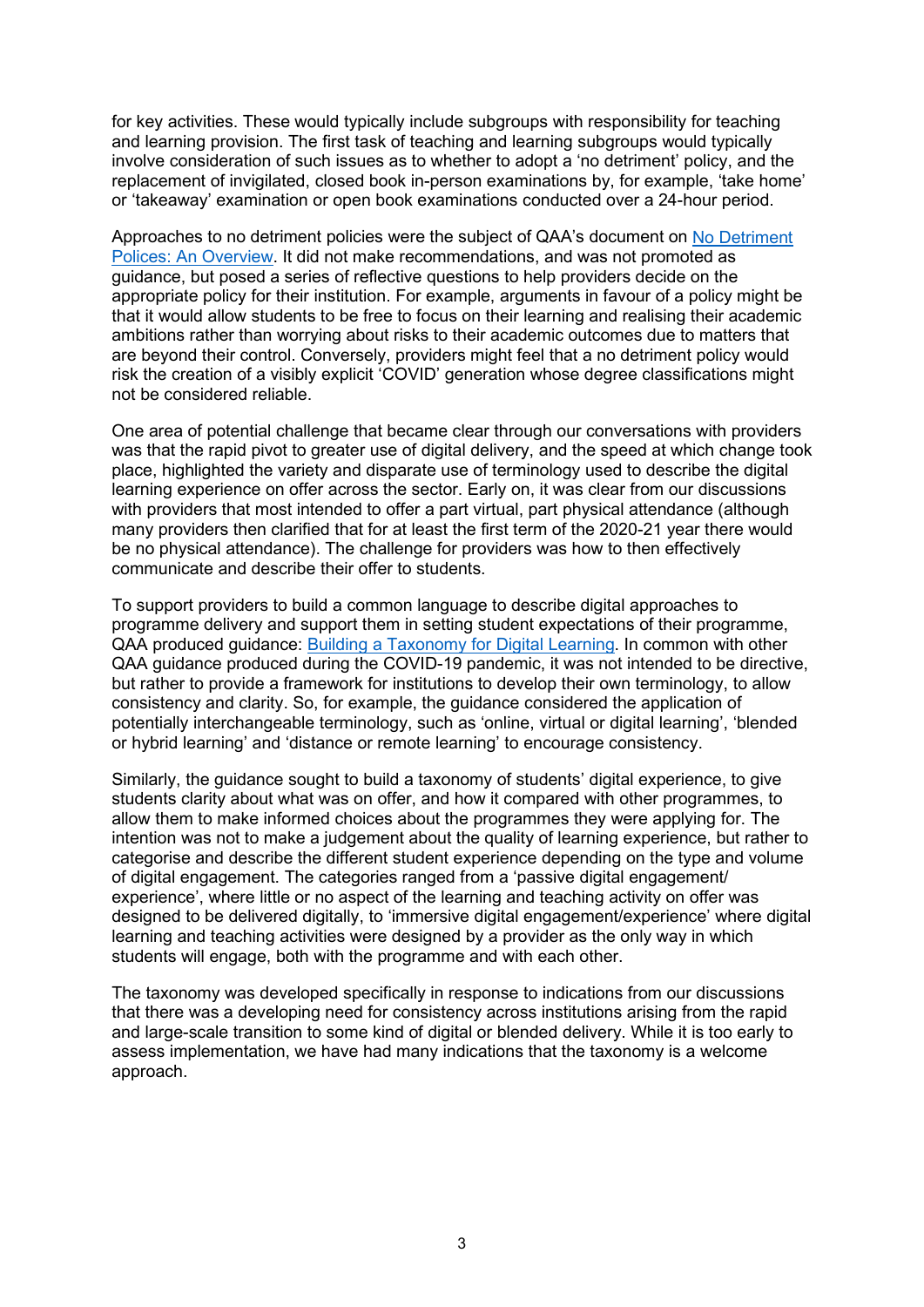for key activities. These would typically include subgroups with responsibility for teaching and learning provision. The first task of teaching and learning subgroups would typically involve consideration of such issues as to whether to adopt a 'no detriment' policy, and the replacement of invigilated, closed book in-person examinations by, for example, 'take home' or 'takeaway' examination or open book examinations conducted over a 24-hour period.

Approaches to no detriment policies were the subject of QAA's document on [No Detriment Polices: An Overview](). It did not make recommendations, and was not promoted as guidance, but posed a series of reflective questions to help providers decide on the appropriate policy for their institution. For example, arguments in favour of a policy might be that it would allow students to be free to focus on their learning and realising their academic ambitions rather than worrying about risks to their academic outcomes due to matters that are beyond their control. Conversely, providers might feel that a no detriment policy would risk the creation of a visibly explicit 'COVID' generation whose degree classifications might not be considered reliable.

One area of potential challenge that became clear through our conversations with providers was that the rapid pivot to greater use of digital delivery, and the speed at which change took place, highlighted the variety and disparate use of terminology used to describe the digital learning experience on offer across the sector. Early on, it was clear from our discussions with providers that most intended to offer a part virtual, part physical attendance (although many providers then clarified that for at least the first term of the 2020-21 year there would be no physical attendance). The challenge for providers was how to then effectively communicate and describe their offer to students.

To support providers to build a common language to describe digital approaches to programme delivery and support them in setting student expectations of their programme, QAA produced guidance: [Building a Taxonomy for Digital Learning](). In common with other QAA guidance produced during the COVID-19 pandemic, it was not intended to be directive, but rather to provide a framework for institutions to develop their own terminology, to allow consistency and clarity. So, for example, the guidance considered the application of potentially interchangeable terminology, such as 'online, virtual or digital learning', 'blended or hybrid learning' and 'distance or remote learning' to encourage consistency.

Similarly, the guidance sought to build a taxonomy of students' digital experience, to give students clarity about what was on offer, and how it compared with other programmes, to allow them to make informed choices about the programmes they were applying for. The intention was not to make a judgement about the quality of learning experience, but rather to categorise and describe the different student experience depending on the type and volume of digital engagement. The categories ranged from a 'passive digital engagement/experience', where little or no aspect of the learning and teaching activity on offer was designed to be delivered digitally, to 'immersive digital engagement/experience' where digital learning and teaching activities were designed by a provider as the only way in which students will engage, both with the programme and with each other.

The taxonomy was developed specifically in response to indications from our discussions that there was a developing need for consistency across institutions arising from the rapid and large-scale transition to some kind of digital or blended delivery. While it is too early to assess implementation, we have had many indications that the taxonomy is a welcome approach.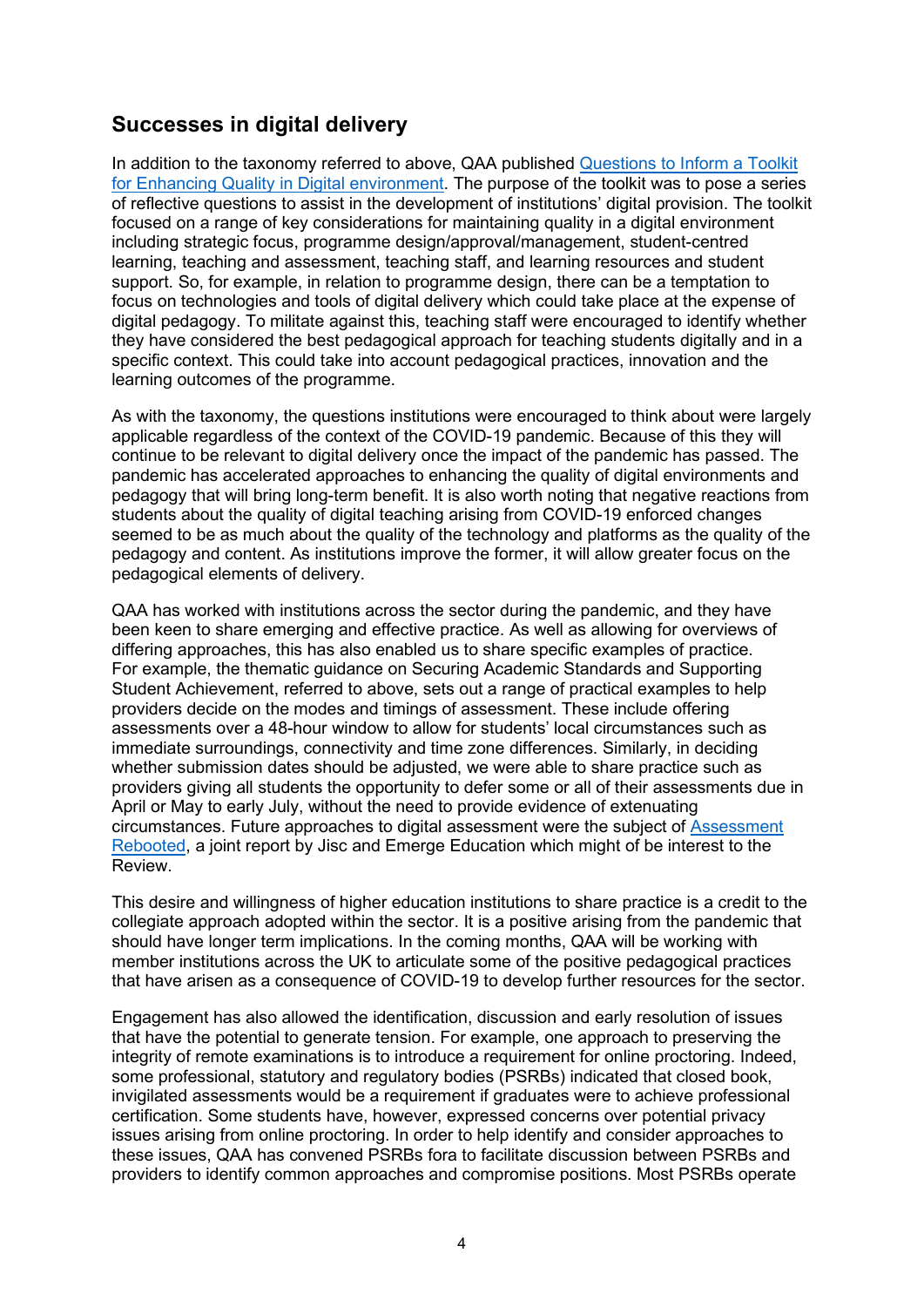## Successes in digital delivery

In addition to the taxonomy referred to above, QAA published Questions to Inform a Toolkit for Enhancing Quality in Digital environment. The purpose of the toolkit was to pose a series of reflective questions to assist in the development of institutions' digital provision. The toolkit focused on a range of key considerations for maintaining quality in a digital environment including strategic focus, programme design/approval/management, student-centred learning, teaching and assessment, teaching staff, and learning resources and student support. So, for example, in relation to programme design, there can be a temptation to focus on technologies and tools of digital delivery which could take place at the expense of digital pedagogy. To militate against this, teaching staff were encouraged to identify whether they have considered the best pedagogical approach for teaching students digitally and in a specific context. This could take into account pedagogical practices, innovation and the learning outcomes of the programme.

As with the taxonomy, the questions institutions were encouraged to think about were largely applicable regardless of the context of the COVID-19 pandemic. Because of this they will continue to be relevant to digital delivery once the impact of the pandemic has passed. The pandemic has accelerated approaches to enhancing the quality of digital environments and pedagogy that will bring long-term benefit. It is also worth noting that negative reactions from students about the quality of digital teaching arising from COVID-19 enforced changes seemed to be as much about the quality of the technology and platforms as the quality of the pedagogy and content. As institutions improve the former, it will allow greater focus on the pedagogical elements of delivery.

QAA has worked with institutions across the sector during the pandemic, and they have been keen to share emerging and effective practice. As well as allowing for overviews of differing approaches, this has also enabled us to share specific examples of practice. For example, the thematic guidance on Securing Academic Standards and Supporting Student Achievement, referred to above, sets out a range of practical examples to help providers decide on the modes and timings of assessment. These include offering assessments over a 48-hour window to allow for students' local circumstances such as immediate surroundings, connectivity and time zone differences. Similarly, in deciding whether submission dates should be adjusted, we were able to share practice such as providers giving all students the opportunity to defer some or all of their assessments due in April or May to early July, without the need to provide evidence of extenuating circumstances. Future approaches to digital assessment were the subject of Assessment Rebooted, a joint report by Jisc and Emerge Education which might of be interest to the Review.

This desire and willingness of higher education institutions to share practice is a credit to the collegiate approach adopted within the sector. It is a positive arising from the pandemic that should have longer term implications. In the coming months, QAA will be working with member institutions across the UK to articulate some of the positive pedagogical practices that have arisen as a consequence of COVID-19 to develop further resources for the sector.

Engagement has also allowed the identification, discussion and early resolution of issues that have the potential to generate tension. For example, one approach to preserving the integrity of remote examinations is to introduce a requirement for online proctoring. Indeed, some professional, statutory and regulatory bodies (PSRBs) indicated that closed book, invigilated assessments would be a requirement if graduates were to achieve professional certification. Some students have, however, expressed concerns over potential privacy issues arising from online proctoring. In order to help identify and consider approaches to these issues, QAA has convened PSRBs fora to facilitate discussion between PSRBs and providers to identify common approaches and compromise positions. Most PSRBs operate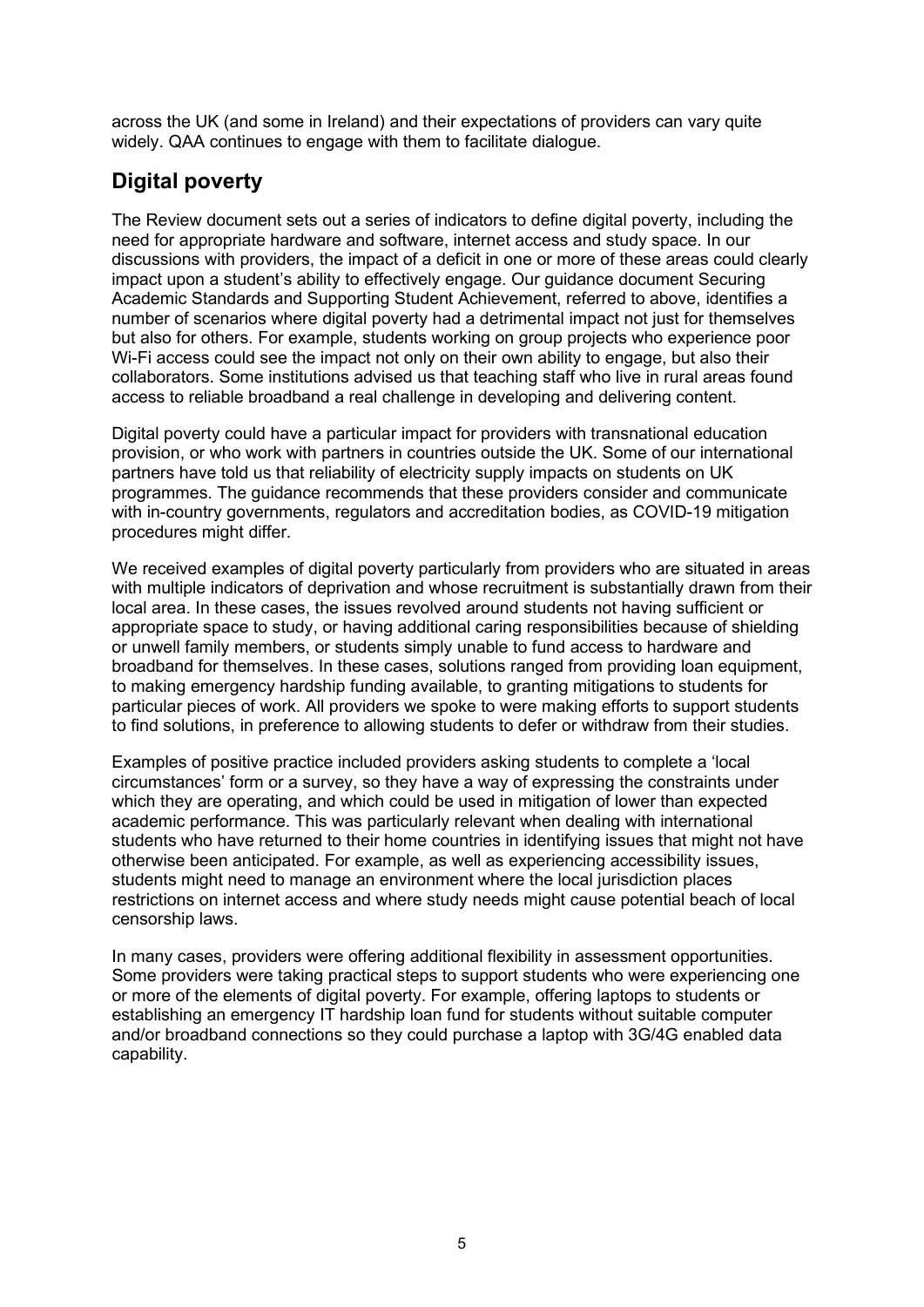across the UK (and some in Ireland) and their expectations of providers can vary quite widely. QAA continues to engage with them to facilitate dialogue.

## Digital poverty

The Review document sets out a series of indicators to define digital poverty, including the need for appropriate hardware and software, internet access and study space. In our discussions with providers, the impact of a deficit in one or more of these areas could clearly impact upon a student's ability to effectively engage. Our guidance document Securing Academic Standards and Supporting Student Achievement, referred to above, identifies a number of scenarios where digital poverty had a detrimental impact not just for themselves but also for others. For example, students working on group projects who experience poor Wi-Fi access could see the impact not only on their own ability to engage, but also their collaborators. Some institutions advised us that teaching staff who live in rural areas found access to reliable broadband a real challenge in developing and delivering content.

Digital poverty could have a particular impact for providers with transnational education provision, or who work with partners in countries outside the UK. Some of our international partners have told us that reliability of electricity supply impacts on students on UK programmes. The guidance recommends that these providers consider and communicate with in-country governments, regulators and accreditation bodies, as COVID-19 mitigation procedures might differ.

We received examples of digital poverty particularly from providers who are situated in areas with multiple indicators of deprivation and whose recruitment is substantially drawn from their local area. In these cases, the issues revolved around students not having sufficient or appropriate space to study, or having additional caring responsibilities because of shielding or unwell family members, or students simply unable to fund access to hardware and broadband for themselves. In these cases, solutions ranged from providing loan equipment, to making emergency hardship funding available, to granting mitigations to students for particular pieces of work. All providers we spoke to were making efforts to support students to find solutions, in preference to allowing students to defer or withdraw from their studies.

Examples of positive practice included providers asking students to complete a 'local circumstances' form or a survey, so they have a way of expressing the constraints under which they are operating, and which could be used in mitigation of lower than expected academic performance. This was particularly relevant when dealing with international students who have returned to their home countries in identifying issues that might not have otherwise been anticipated. For example, as well as experiencing accessibility issues, students might need to manage an environment where the local jurisdiction places restrictions on internet access and where study needs might cause potential beach of local censorship laws.

In many cases, providers were offering additional flexibility in assessment opportunities. Some providers were taking practical steps to support students who were experiencing one or more of the elements of digital poverty. For example, offering laptops to students or establishing an emergency IT hardship loan fund for students without suitable computer and/or broadband connections so they could purchase a laptop with 3G/4G enabled data capability.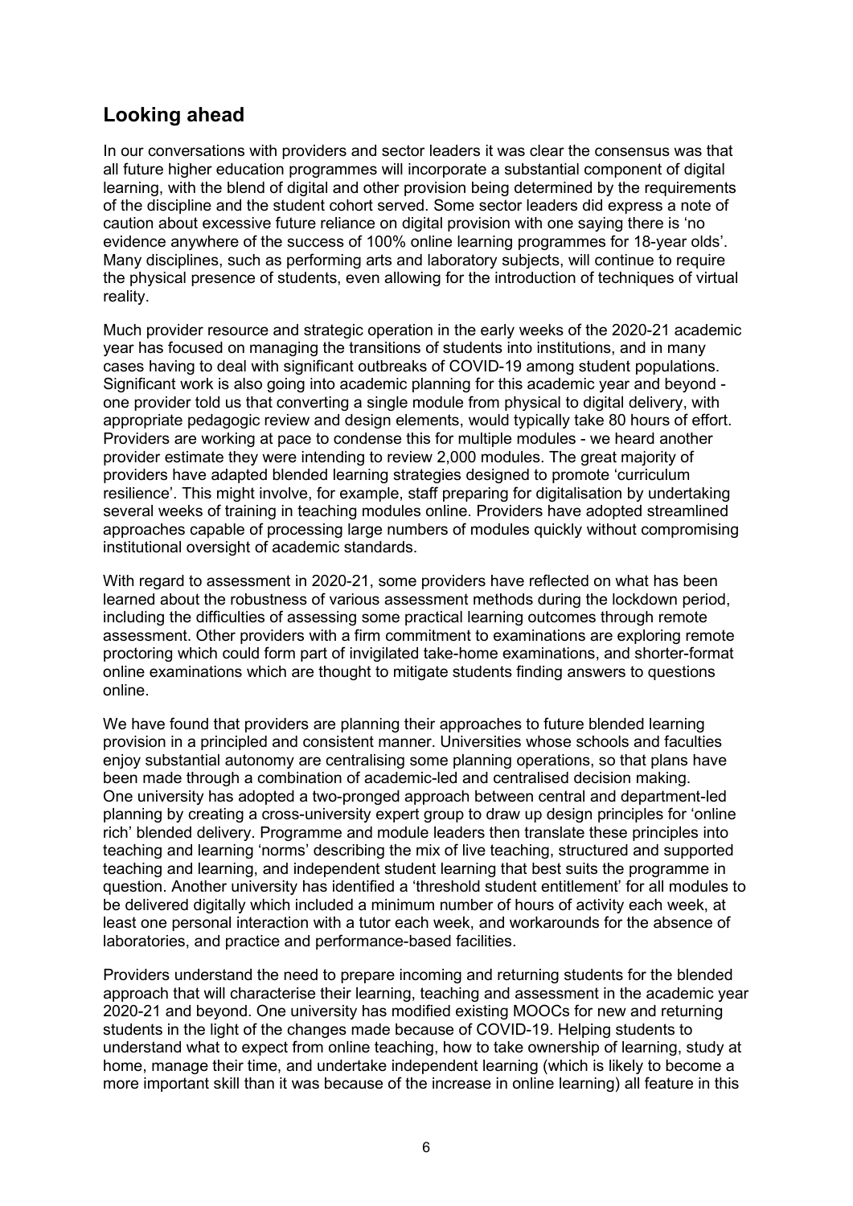## Looking ahead

In our conversations with providers and sector leaders it was clear the consensus was that all future higher education programmes will incorporate a substantial component of digital learning, with the blend of digital and other provision being determined by the requirements of the discipline and the student cohort served. Some sector leaders did express a note of caution about excessive future reliance on digital provision with one saying there is 'no evidence anywhere of the success of 100% online learning programmes for 18-year olds'. Many disciplines, such as performing arts and laboratory subjects, will continue to require the physical presence of students, even allowing for the introduction of techniques of virtual reality.

Much provider resource and strategic operation in the early weeks of the 2020-21 academic year has focused on managing the transitions of students into institutions, and in many cases having to deal with significant outbreaks of COVID-19 among student populations. Significant work is also going into academic planning for this academic year and beyond - one provider told us that converting a single module from physical to digital delivery, with appropriate pedagogic review and design elements, would typically take 80 hours of effort. Providers are working at pace to condense this for multiple modules - we heard another provider estimate they were intending to review 2,000 modules. The great majority of providers have adapted blended learning strategies designed to promote 'curriculum resilience'. This might involve, for example, staff preparing for digitalisation by undertaking several weeks of training in teaching modules online. Providers have adopted streamlined approaches capable of processing large numbers of modules quickly without compromising institutional oversight of academic standards.

With regard to assessment in 2020-21, some providers have reflected on what has been learned about the robustness of various assessment methods during the lockdown period, including the difficulties of assessing some practical learning outcomes through remote assessment. Other providers with a firm commitment to examinations are exploring remote proctoring which could form part of invigilated take-home examinations, and shorter-format online examinations which are thought to mitigate students finding answers to questions online.

We have found that providers are planning their approaches to future blended learning provision in a principled and consistent manner. Universities whose schools and faculties enjoy substantial autonomy are centralising some planning operations, so that plans have been made through a combination of academic-led and centralised decision making. One university has adopted a two-pronged approach between central and department-led planning by creating a cross-university expert group to draw up design principles for 'online rich' blended delivery. Programme and module leaders then translate these principles into teaching and learning 'norms' describing the mix of live teaching, structured and supported teaching and learning, and independent student learning that best suits the programme in question. Another university has identified a 'threshold student entitlement' for all modules to be delivered digitally which included a minimum number of hours of activity each week, at least one personal interaction with a tutor each week, and workarounds for the absence of laboratories, and practice and performance-based facilities.

Providers understand the need to prepare incoming and returning students for the blended approach that will characterise their learning, teaching and assessment in the academic year 2020-21 and beyond. One university has modified existing MOOCs for new and returning students in the light of the changes made because of COVID-19. Helping students to understand what to expect from online teaching, how to take ownership of learning, study at home, manage their time, and undertake independent learning (which is likely to become a more important skill than it was because of the increase in online learning) all feature in this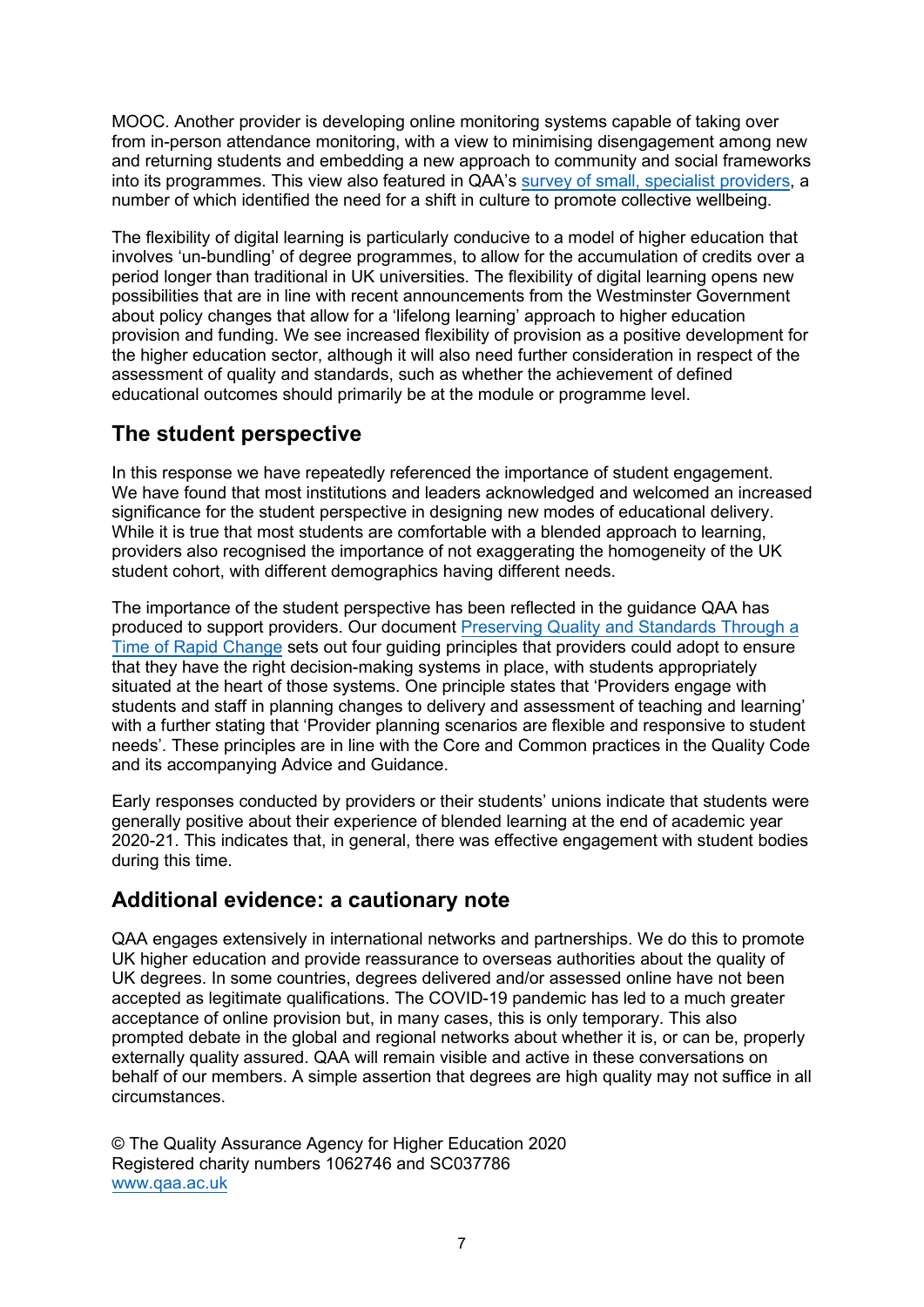MOOC. Another provider is developing online monitoring systems capable of taking over from in-person attendance monitoring, with a view to minimising disengagement among new and returning students and embedding a new approach to community and social frameworks into its programmes. This view also featured in QAA's [survey of small, specialist providers](), a number of which identified the need for a shift in culture to promote collective wellbeing.

The flexibility of digital learning is particularly conducive to a model of higher education that involves 'un-bundling' of degree programmes, to allow for the accumulation of credits over a period longer than traditional in UK universities. The flexibility of digital learning opens new possibilities that are in line with recent announcements from the Westminster Government about policy changes that allow for a 'lifelong learning' approach to higher education provision and funding. We see increased flexibility of provision as a positive development for the higher education sector, although it will also need further consideration in respect of the assessment of quality and standards, such as whether the achievement of defined educational outcomes should primarily be at the module or programme level.

## The student perspective

In this response we have repeatedly referenced the importance of student engagement. We have found that most institutions and leaders acknowledged and welcomed an increased significance for the student perspective in designing new modes of educational delivery. While it is true that most students are comfortable with a blended approach to learning, providers also recognised the importance of not exaggerating the homogeneity of the UK student cohort, with different demographics having different needs.

The importance of the student perspective has been reflected in the guidance QAA has produced to support providers. Our document [Preserving Quality and Standards Through a Time of Rapid Change]() sets out four guiding principles that providers could adopt to ensure that they have the right decision-making systems in place, with students appropriately situated at the heart of those systems. One principle states that 'Providers engage with students and staff in planning changes to delivery and assessment of teaching and learning' with a further stating that 'Provider planning scenarios are flexible and responsive to student needs'. These principles are in line with the Core and Common practices in the Quality Code and its accompanying Advice and Guidance.

Early responses conducted by providers or their students' unions indicate that students were generally positive about their experience of blended learning at the end of academic year 2020-21. This indicates that, in general, there was effective engagement with student bodies during this time.

## Additional evidence: a cautionary note

QAA engages extensively in international networks and partnerships. We do this to promote UK higher education and provide reassurance to overseas authorities about the quality of UK degrees. In some countries, degrees delivered and/or assessed online have not been accepted as legitimate qualifications. The COVID-19 pandemic has led to a much greater acceptance of online provision but, in many cases, this is only temporary. This also prompted debate in the global and regional networks about whether it is, or can be, properly externally quality assured. QAA will remain visible and active in these conversations on behalf of our members. A simple assertion that degrees are high quality may not suffice in all circumstances.

© The Quality Assurance Agency for Higher Education 2020
Registered charity numbers 1062746 and SC037786
[www.qaa.ac.uk]()